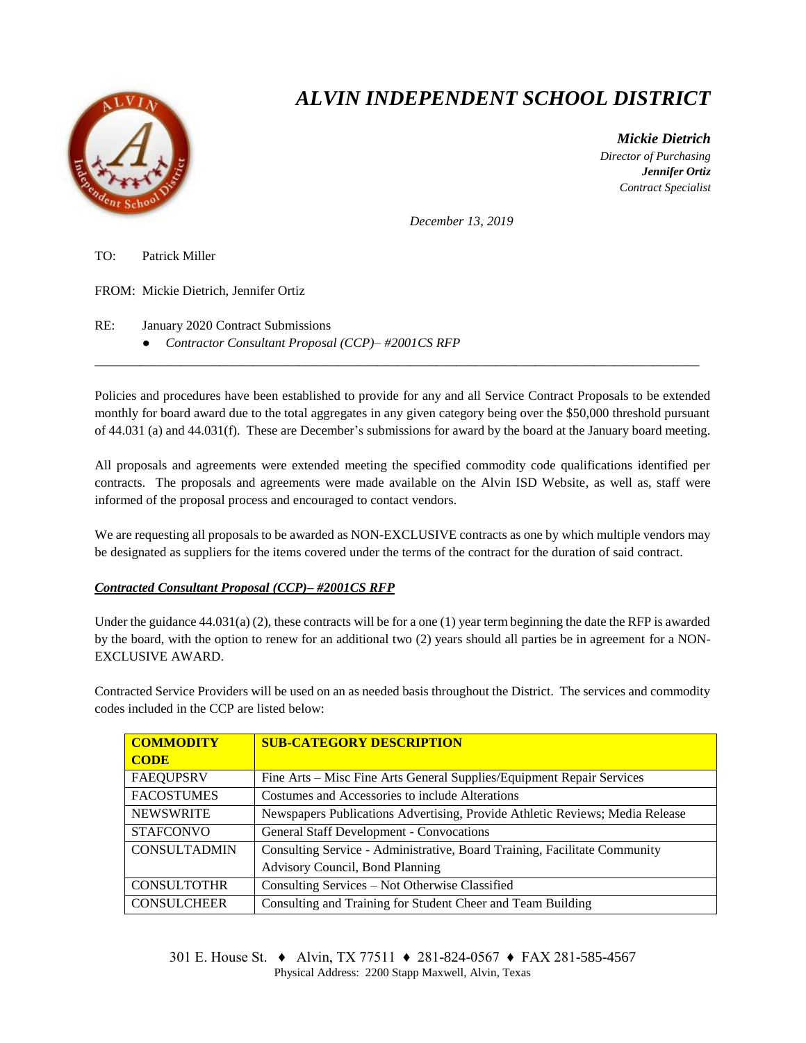# *ALVIN INDEPENDENT SCHOOL DISTRICT*

***Mickie Dietrich***
*Director of Purchasing*
***Jennifer Ortiz***
*Contract Specialist*

*December 13, 2019*

TO: Patrick Miller

FROM: Mickie Dietrich, Jennifer Ortiz

RE: January 2020 Contract Submissions

- *Contractor Consultant Proposal (CCP)– #2001CS RFP*

---

Policies and procedures have been established to provide for any and all Service Contract Proposals to be extended monthly for board award due to the total aggregates in any given category being over the $50,000 threshold pursuant of 44.031 (a) and 44.031(f). These are December's submissions for award by the board at the January board meeting.

All proposals and agreements were extended meeting the specified commodity code qualifications identified per contracts. The proposals and agreements were made available on the Alvin ISD Website, as well as, staff were informed of the proposal process and encouraged to contact vendors.

We are requesting all proposals to be awarded as NON-EXCLUSIVE contracts as one by which multiple vendors may be designated as suppliers for the items covered under the terms of the contract for the duration of said contract.

***Contracted Consultant Proposal (CCP)– #2001CS RFP***

Under the guidance 44.031(a) (2), these contracts will be for a one (1) year term beginning the date the RFP is awarded by the board, with the option to renew for an additional two (2) years should all parties be in agreement for a NON-EXCLUSIVE AWARD.

Contracted Service Providers will be used on an as needed basis throughout the District. The services and commodity codes included in the CCP are listed below:

| **COMMODITY CODE** | **SUB-CATEGORY DESCRIPTION** |
|---|---|
| FAEQUPSRV | Fine Arts – Misc Fine Arts General Supplies/Equipment Repair Services |
| FACOSTUMES | Costumes and Accessories to include Alterations |
| NEWSWRITE | Newspapers Publications Advertising, Provide Athletic Reviews; Media Release |
| STAFCONVO | General Staff Development - Convocations |
| CONSULTADMIN | Consulting Service - Administrative, Board Training, Facilitate Community Advisory Council, Bond Planning |
| CONSULTOTHR | Consulting Services – Not Otherwise Classified |
| CONSULCHEER | Consulting and Training for Student Cheer and Team Building |

301 E. House St. ♦ Alvin, TX 77511 ♦ 281-824-0567 ♦ FAX 281-585-4567
Physical Address: 2200 Stapp Maxwell, Alvin, Texas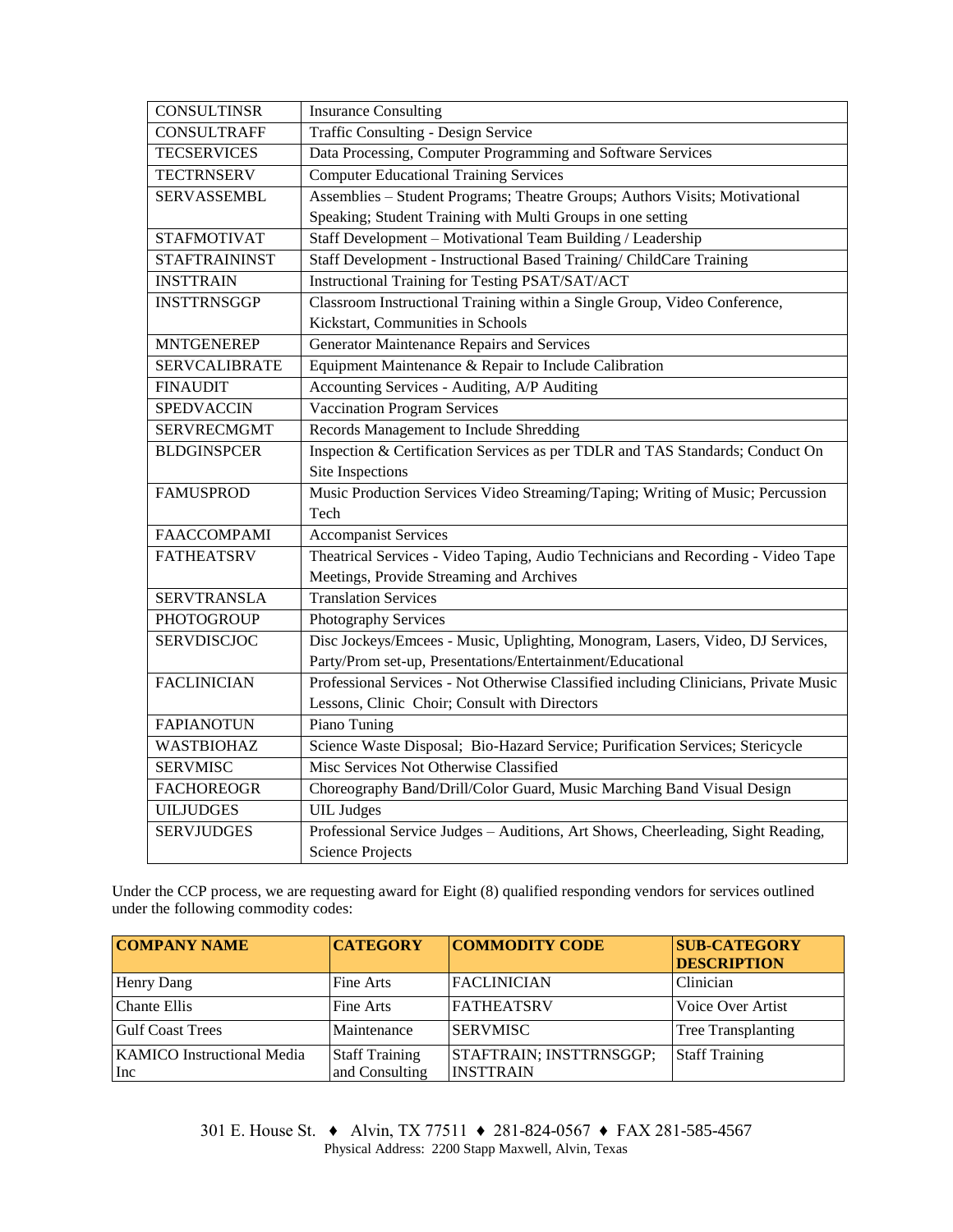| | |
|---|---|
| CONSULTINSR | Insurance Consulting |
| CONSULTRAFF | Traffic Consulting - Design Service |
| TECSERVICES | Data Processing, Computer Programming and Software Services |
| TECTRNSERV | Computer Educational Training Services |
| SERVASSEMBL | Assemblies – Student Programs; Theatre Groups; Authors Visits; Motivational Speaking; Student Training with Multi Groups in one setting |
| STAFMOTIVAT | Staff Development – Motivational Team Building / Leadership |
| STAFTRAININST | Staff Development - Instructional Based Training/ ChildCare Training |
| INSTTRAIN | Instructional Training for Testing PSAT/SAT/ACT |
| INSTTRNSGGP | Classroom Instructional Training within a Single Group, Video Conference, Kickstart, Communities in Schools |
| MNTGENEREP | Generator Maintenance Repairs and Services |
| SERVCALIBRATE | Equipment Maintenance & Repair to Include Calibration |
| FINAUDIT | Accounting Services - Auditing, A/P Auditing |
| SPEDVACCIN | Vaccination Program Services |
| SERVRECMGMT | Records Management to Include Shredding |
| BLDGINSPCER | Inspection & Certification Services as per TDLR and TAS Standards; Conduct On Site Inspections |
| FAMUSPROD | Music Production Services Video Streaming/Taping; Writing of Music; Percussion Tech |
| FAACCOMPAMI | Accompanist Services |
| FATHEATSRV | Theatrical Services - Video Taping, Audio Technicians and Recording - Video Tape Meetings, Provide Streaming and Archives |
| SERVTRANSLA | Translation Services |
| PHOTOGROUP | Photography Services |
| SERVDISCJOC | Disc Jockeys/Emcees - Music, Uplighting, Monogram, Lasers, Video, DJ Services, Party/Prom set-up, Presentations/Entertainment/Educational |
| FACLINICIAN | Professional Services - Not Otherwise Classified including Clinicians, Private Music Lessons, Clinic Choir; Consult with Directors |
| FAPIANOTUN | Piano Tuning |
| WASTBIOHAZ | Science Waste Disposal; Bio-Hazard Service; Purification Services; Stericycle |
| SERVMISC | Misc Services Not Otherwise Classified |
| FACHOREOGR | Choreography Band/Drill/Color Guard, Music Marching Band Visual Design |
| UILJUDGES | UIL Judges |
| SERVJUDGES | Professional Service Judges – Auditions, Art Shows, Cheerleading, Sight Reading, Science Projects |

Under the CCP process, we are requesting award for Eight (8) qualified responding vendors for services outlined under the following commodity codes:

| COMPANY NAME | CATEGORY | COMMODITY CODE | SUB-CATEGORY DESCRIPTION |
|---|---|---|---|
| Henry Dang | Fine Arts | FACLINICIAN | Clinician |
| Chante Ellis | Fine Arts | FATHEATSRV | Voice Over Artist |
| Gulf Coast Trees | Maintenance | SERVMISC | Tree Transplanting |
| KAMICO Instructional Media Inc | Staff Training and Consulting | STAFTRAIN; INSTTRNSGGP; INSTTRAIN | Staff Training |

301 E. House St. ♦ Alvin, TX 77511 ♦ 281-824-0567 ♦ FAX 281-585-4567
Physical Address: 2200 Stapp Maxwell, Alvin, Texas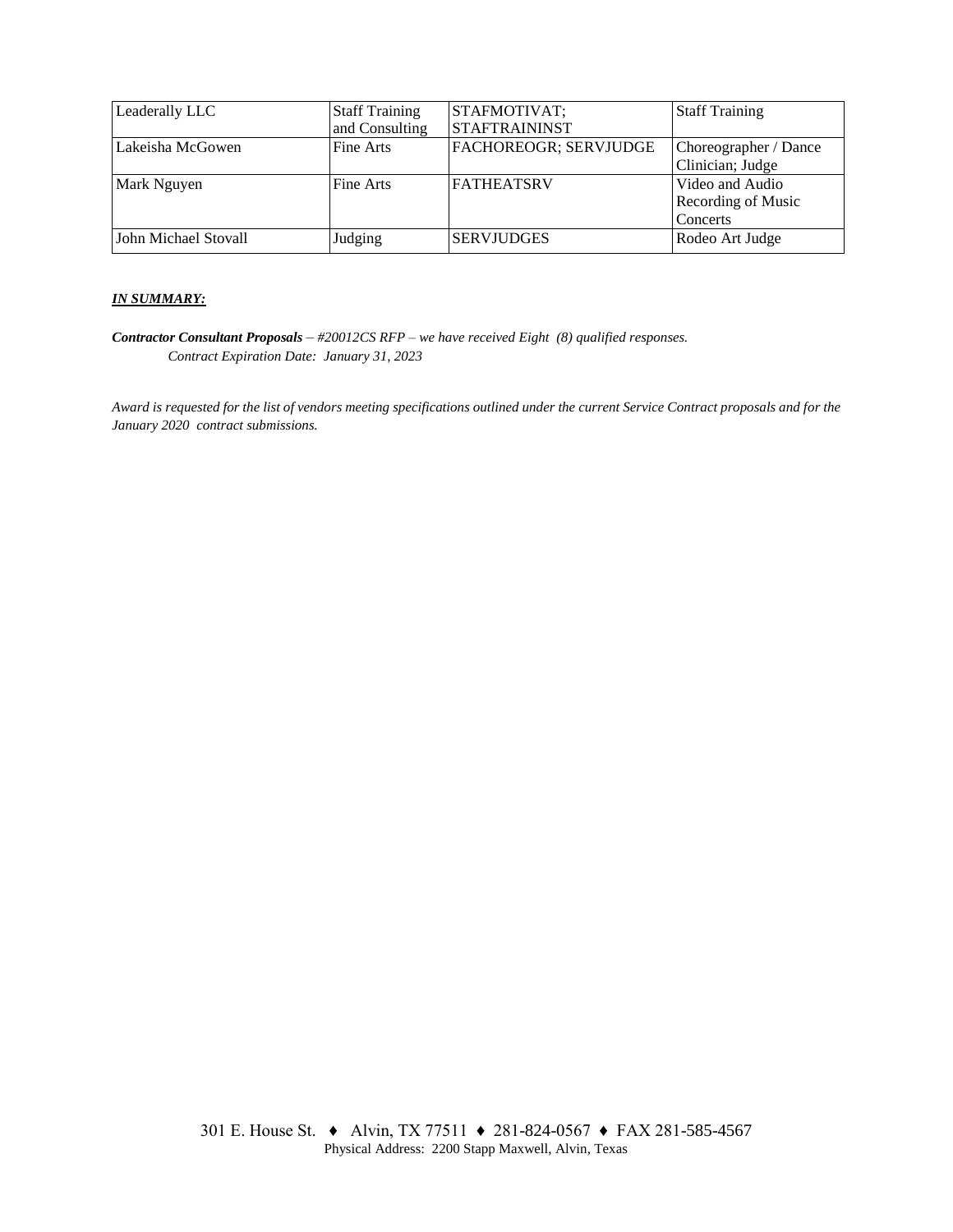| | | | |
|---|---|---|---|
| Leaderally LLC | Staff Training and Consulting | STAFMOTIVAT; STAFTRAININST | Staff Training |
| Lakeisha McGowen | Fine Arts | FACHOREOGR; SERVJUDGE | Choreographer / Dance Clinician; Judge |
| Mark Nguyen | Fine Arts | FATHEATSRV | Video and Audio Recording of Music Concerts |
| John Michael Stovall | Judging | SERVJUDGES | Rodeo Art Judge |

***IN SUMMARY:***

***Contractor Consultant Proposals** – #20012CS RFP – we have received Eight (8) qualified responses.*
*Contract Expiration Date: January 31, 2023*

*Award is requested for the list of vendors meeting specifications outlined under the current Service Contract proposals and for the January 2020 contract submissions.*

301 E. House St. ♦ Alvin, TX 77511 ♦ 281-824-0567 ♦ FAX 281-585-4567
Physical Address: 2200 Stapp Maxwell, Alvin, Texas